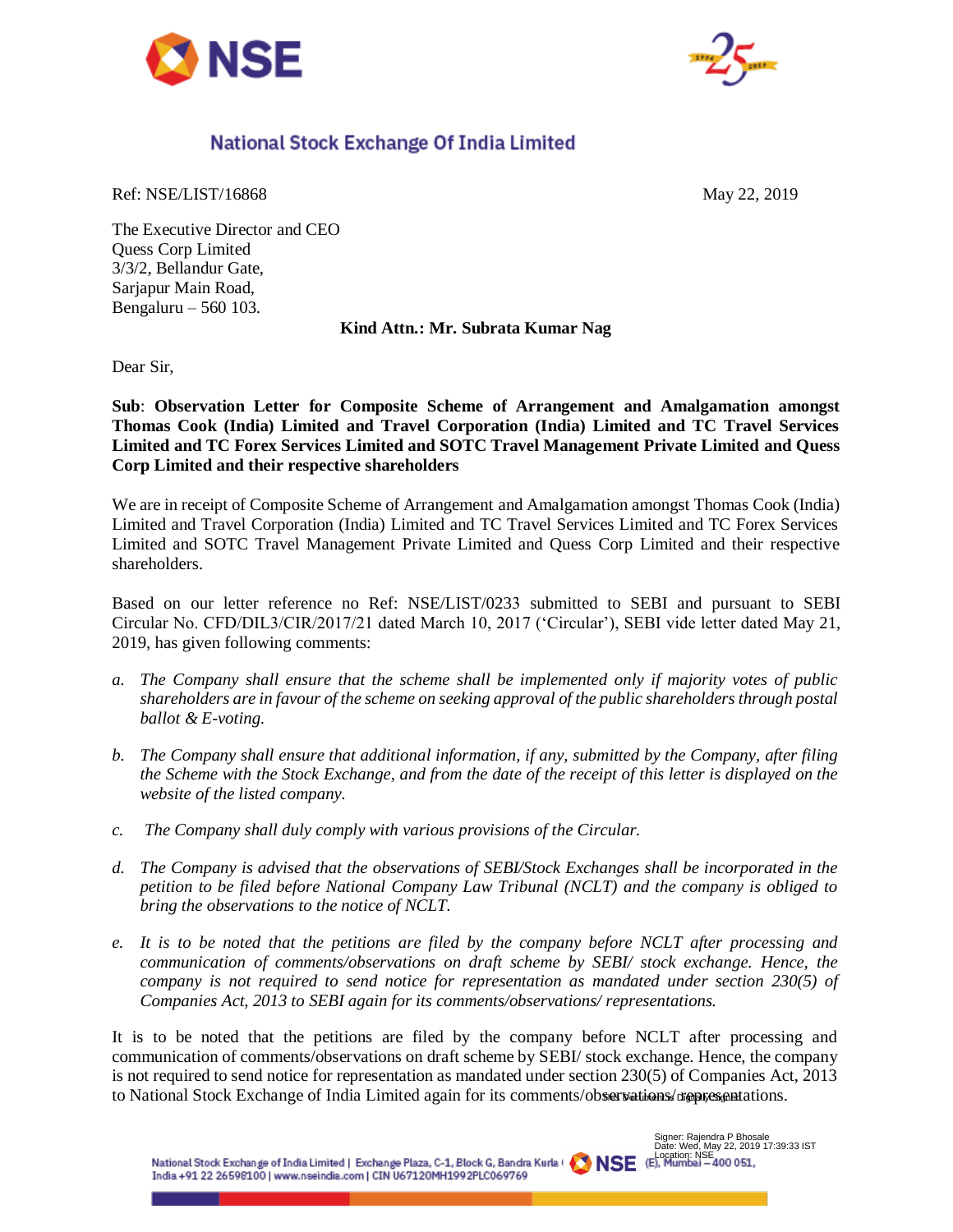# National Stock Exchange Of India Limited

Ref: NSE/LIST/16868

May 22, 2019

The Executive Director and CEO
Quess Corp Limited
3/3/2, Bellandur Gate,
Sarjapur Main Road,
Bengaluru – 560 103.

**Kind Attn.: Mr. Subrata Kumar Nag**

Dear Sir,

**Sub**: **Observation Letter for Composite Scheme of Arrangement and Amalgamation amongst Thomas Cook (India) Limited and Travel Corporation (India) Limited and TC Travel Services Limited and TC Forex Services Limited and SOTC Travel Management Private Limited and Quess Corp Limited and their respective shareholders**

We are in receipt of Composite Scheme of Arrangement and Amalgamation amongst Thomas Cook (India) Limited and Travel Corporation (India) Limited and TC Travel Services Limited and TC Forex Services Limited and SOTC Travel Management Private Limited and Quess Corp Limited and their respective shareholders.

Based on our letter reference no Ref: NSE/LIST/0233 submitted to SEBI and pursuant to SEBI Circular No. CFD/DIL3/CIR/2017/21 dated March 10, 2017 ('Circular'), SEBI vide letter dated May 21, 2019, has given following comments:

a. *The Company shall ensure that the scheme shall be implemented only if majority votes of public shareholders are in favour of the scheme on seeking approval of the public shareholders through postal ballot & E-voting.*

b. *The Company shall ensure that additional information, if any, submitted by the Company, after filing the Scheme with the Stock Exchange, and from the date of the receipt of this letter is displayed on the website of the listed company.*

c. *The Company shall duly comply with various provisions of the Circular.*

d. *The Company is advised that the observations of SEBI/Stock Exchanges shall be incorporated in the petition to be filed before National Company Law Tribunal (NCLT) and the company is obliged to bring the observations to the notice of NCLT.*

e. *It is to be noted that the petitions are filed by the company before NCLT after processing and communication of comments/observations on draft scheme by SEBI/ stock exchange. Hence, the company is not required to send notice for representation as mandated under section 230(5) of Companies Act, 2013 to SEBI again for its comments/observations/ representations.*

It is to be noted that the petitions are filed by the company before NCLT after processing and communication of comments/observations on draft scheme by SEBI/ stock exchange. Hence, the company is not required to send notice for representation as mandated under section 230(5) of Companies Act, 2013 to National Stock Exchange of India Limited again for its comments/observations/ representations.

Signer: Rajendra P Bhosale
Date: Wed, May 22, 2019 17:39:33 IST
Location: NSE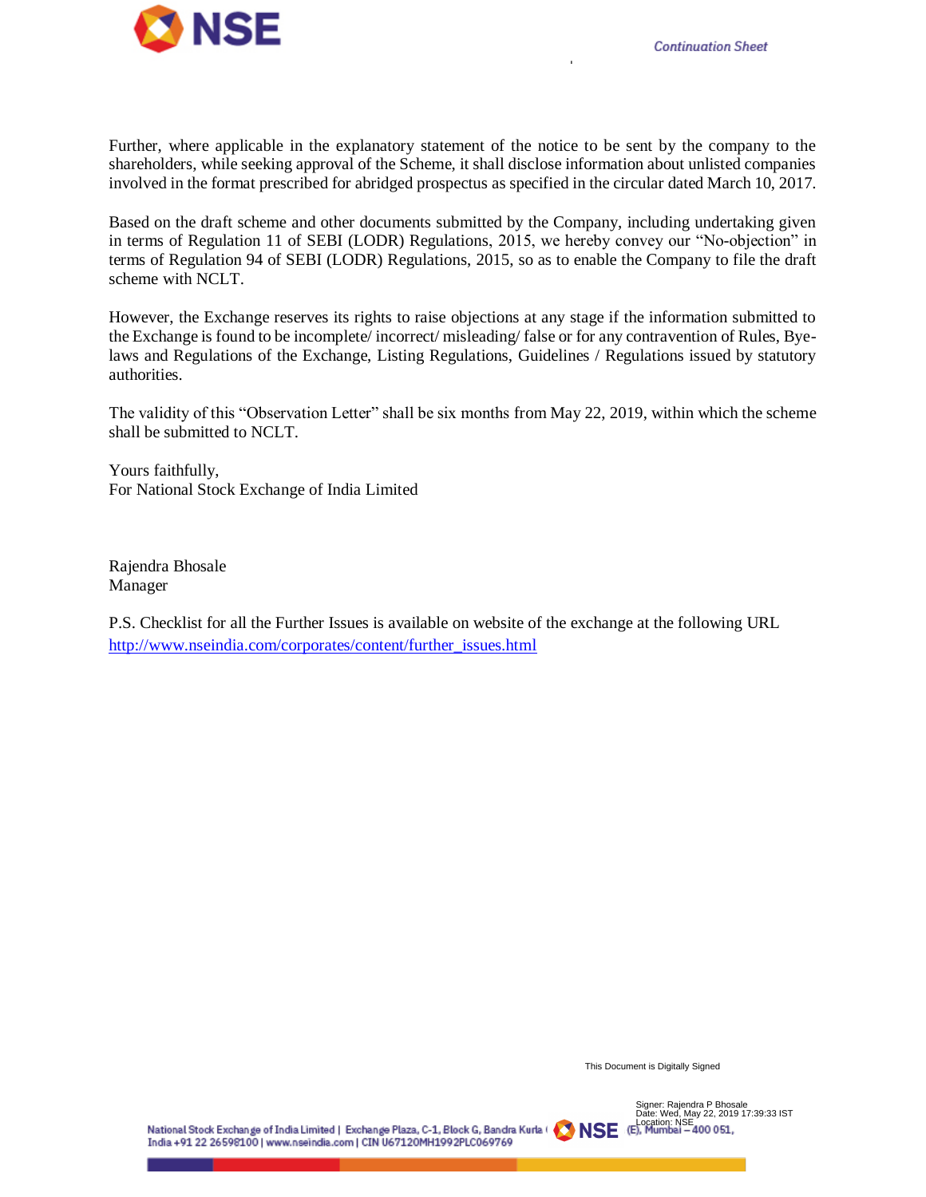Further, where applicable in the explanatory statement of the notice to be sent by the company to the shareholders, while seeking approval of the Scheme, it shall disclose information about unlisted companies involved in the format prescribed for abridged prospectus as specified in the circular dated March 10, 2017.

Based on the draft scheme and other documents submitted by the Company, including undertaking given in terms of Regulation 11 of SEBI (LODR) Regulations, 2015, we hereby convey our "No-objection" in terms of Regulation 94 of SEBI (LODR) Regulations, 2015, so as to enable the Company to file the draft scheme with NCLT.

However, the Exchange reserves its rights to raise objections at any stage if the information submitted to the Exchange is found to be incomplete/ incorrect/ misleading/ false or for any contravention of Rules, Bye-laws and Regulations of the Exchange, Listing Regulations, Guidelines / Regulations issued by statutory authorities.

The validity of this "Observation Letter" shall be six months from May 22, 2019, within which the scheme shall be submitted to NCLT.

Yours faithfully,
For National Stock Exchange of India Limited

Rajendra Bhosale
Manager

P.S. Checklist for all the Further Issues is available on website of the exchange at the following URL
http://www.nseindia.com/corporates/content/further_issues.html

This Document is Digitally Signed

Signer: Rajendra P Bhosale
Date: Wed, May 22, 2019 17:39:33 IST
Location: NSE